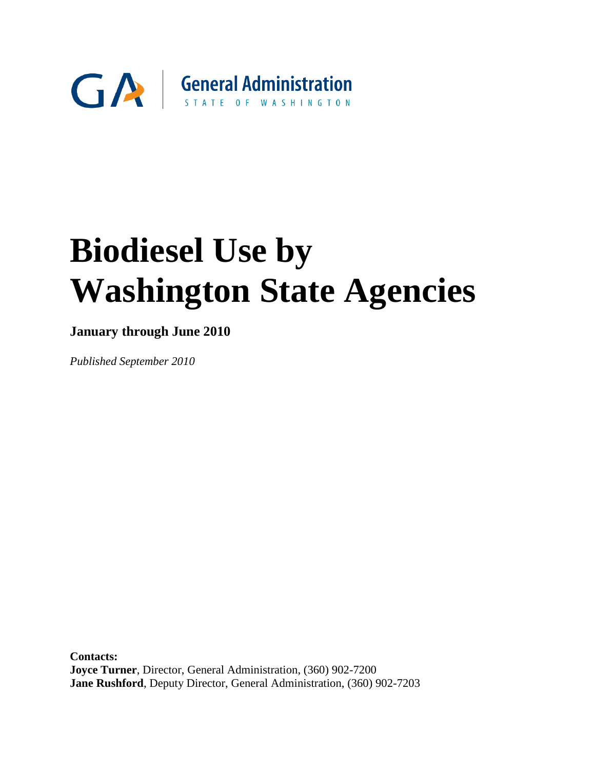General Administration

STATE OF WASHINGTON

# Biodiesel Use by Washington State Agencies

**January through June 2010**

*Published September 2010*

**Contacts:**
**Joyce Turner**, Director, General Administration, (360) 902-7200
**Jane Rushford**, Deputy Director, General Administration, (360) 902-7203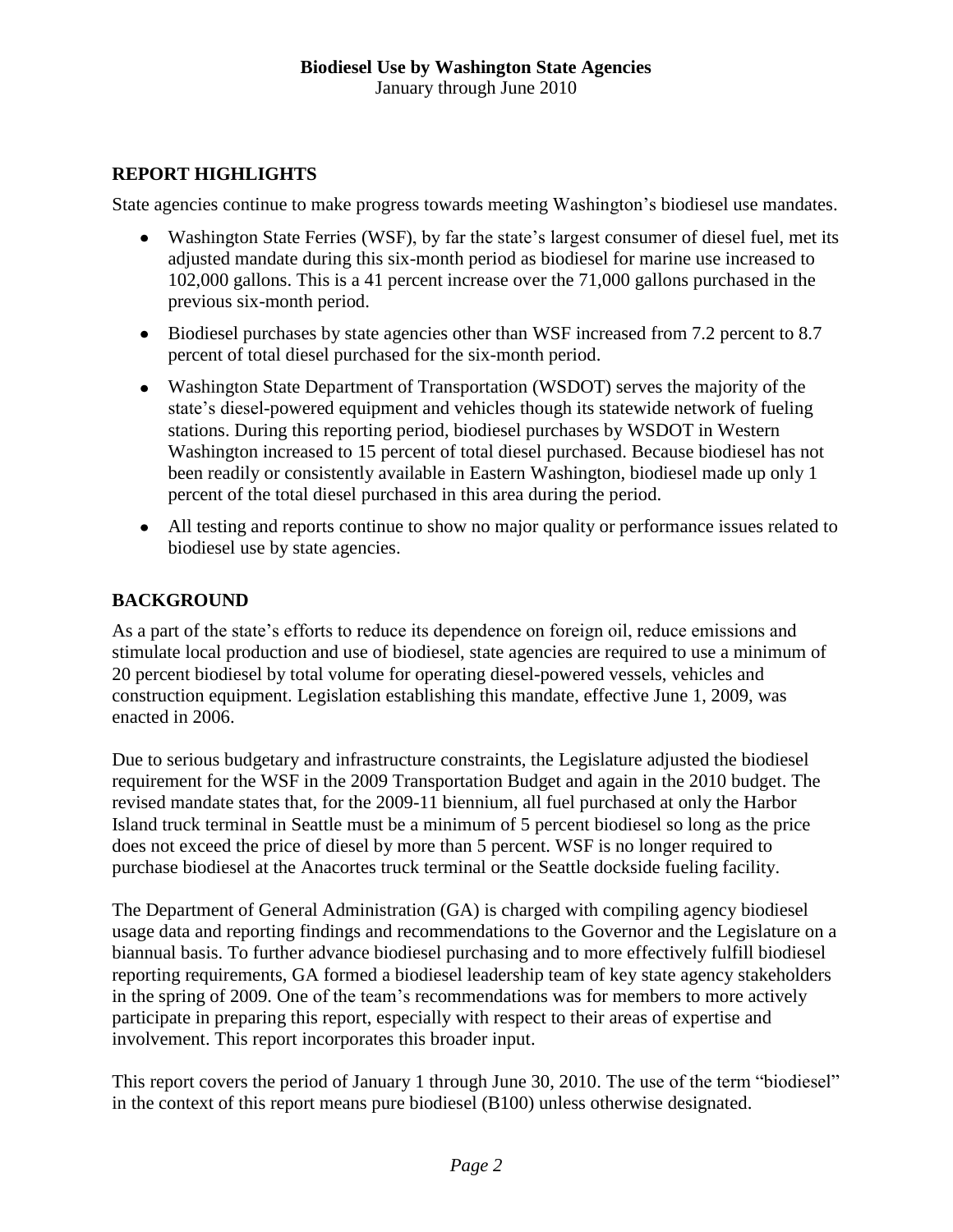**Biodiesel Use by Washington State Agencies**
January through June 2010

## REPORT HIGHLIGHTS

State agencies continue to make progress towards meeting Washington's biodiesel use mandates.

- Washington State Ferries (WSF), by far the state's largest consumer of diesel fuel, met its adjusted mandate during this six-month period as biodiesel for marine use increased to 102,000 gallons. This is a 41 percent increase over the 71,000 gallons purchased in the previous six-month period.
- Biodiesel purchases by state agencies other than WSF increased from 7.2 percent to 8.7 percent of total diesel purchased for the six-month period.
- Washington State Department of Transportation (WSDOT) serves the majority of the state's diesel-powered equipment and vehicles though its statewide network of fueling stations. During this reporting period, biodiesel purchases by WSDOT in Western Washington increased to 15 percent of total diesel purchased. Because biodiesel has not been readily or consistently available in Eastern Washington, biodiesel made up only 1 percent of the total diesel purchased in this area during the period.
- All testing and reports continue to show no major quality or performance issues related to biodiesel use by state agencies.

## BACKGROUND

As a part of the state's efforts to reduce its dependence on foreign oil, reduce emissions and stimulate local production and use of biodiesel, state agencies are required to use a minimum of 20 percent biodiesel by total volume for operating diesel-powered vessels, vehicles and construction equipment. Legislation establishing this mandate, effective June 1, 2009, was enacted in 2006.

Due to serious budgetary and infrastructure constraints, the Legislature adjusted the biodiesel requirement for the WSF in the 2009 Transportation Budget and again in the 2010 budget. The revised mandate states that, for the 2009-11 biennium, all fuel purchased at only the Harbor Island truck terminal in Seattle must be a minimum of 5 percent biodiesel so long as the price does not exceed the price of diesel by more than 5 percent. WSF is no longer required to purchase biodiesel at the Anacortes truck terminal or the Seattle dockside fueling facility.

The Department of General Administration (GA) is charged with compiling agency biodiesel usage data and reporting findings and recommendations to the Governor and the Legislature on a biannual basis. To further advance biodiesel purchasing and to more effectively fulfill biodiesel reporting requirements, GA formed a biodiesel leadership team of key state agency stakeholders in the spring of 2009. One of the team's recommendations was for members to more actively participate in preparing this report, especially with respect to their areas of expertise and involvement. This report incorporates this broader input.

This report covers the period of January 1 through June 30, 2010. The use of the term "biodiesel" in the context of this report means pure biodiesel (B100) unless otherwise designated.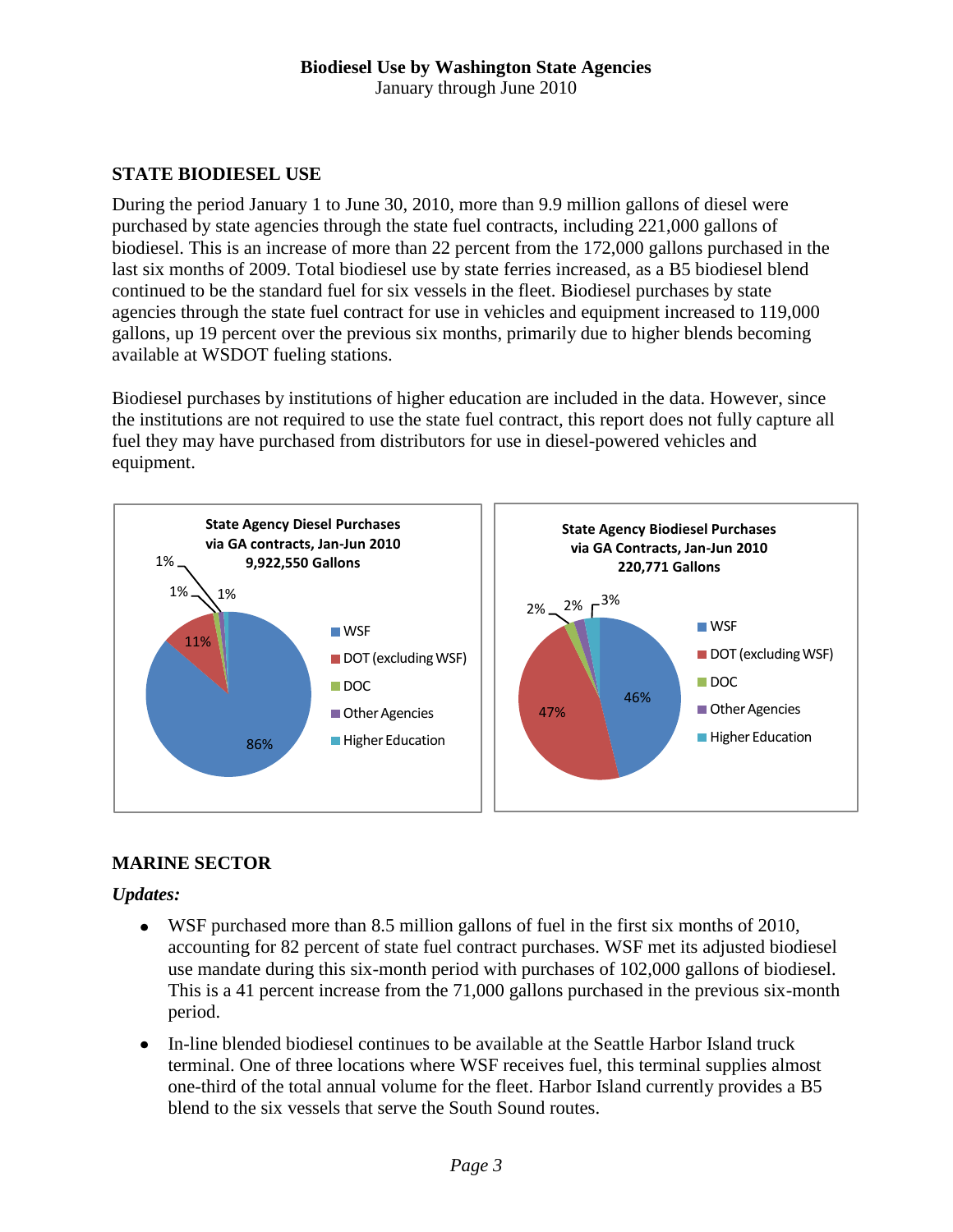**Biodiesel Use by Washington State Agencies**
January through June 2010

## STATE BIODIESEL USE

During the period January 1 to June 30, 2010, more than 9.9 million gallons of diesel were purchased by state agencies through the state fuel contracts, including 221,000 gallons of biodiesel. This is an increase of more than 22 percent from the 172,000 gallons purchased in the last six months of 2009. Total biodiesel use by state ferries increased, as a B5 biodiesel blend continued to be the standard fuel for six vessels in the fleet. Biodiesel purchases by state agencies through the state fuel contract for use in vehicles and equipment increased to 119,000 gallons, up 19 percent over the previous six months, primarily due to higher blends becoming available at WSDOT fueling stations.

Biodiesel purchases by institutions of higher education are included in the data. However, since the institutions are not required to use the state fuel contract, this report does not fully capture all fuel they may have purchased from distributors for use in diesel-powered vehicles and equipment.

**State Agency Diesel Purchases via GA contracts, Jan-Jun 2010**
**9,922,550 Gallons**

| Agency | Share |
|---|---|
| WSF | 86% |
| DOT (excluding WSF) | 11% |
| DOC | 1% |
| Other Agencies | 1% |
| Higher Education | 1% |

**State Agency Biodiesel Purchases via GA Contracts, Jan-Jun 2010**
**220,771 Gallons**

| Agency | Share |
|---|---|
| WSF | 46% |
| DOT (excluding WSF) | 47% |
| DOC | 2% |
| Other Agencies | 2% |
| Higher Education | 3% |

## MARINE SECTOR

***Updates:***

- WSF purchased more than 8.5 million gallons of fuel in the first six months of 2010, accounting for 82 percent of state fuel contract purchases. WSF met its adjusted biodiesel use mandate during this six-month period with purchases of 102,000 gallons of biodiesel. This is a 41 percent increase from the 71,000 gallons purchased in the previous six-month period.
- In-line blended biodiesel continues to be available at the Seattle Harbor Island truck terminal. One of three locations where WSF receives fuel, this terminal supplies almost one-third of the total annual volume for the fleet. Harbor Island currently provides a B5 blend to the six vessels that serve the South Sound routes.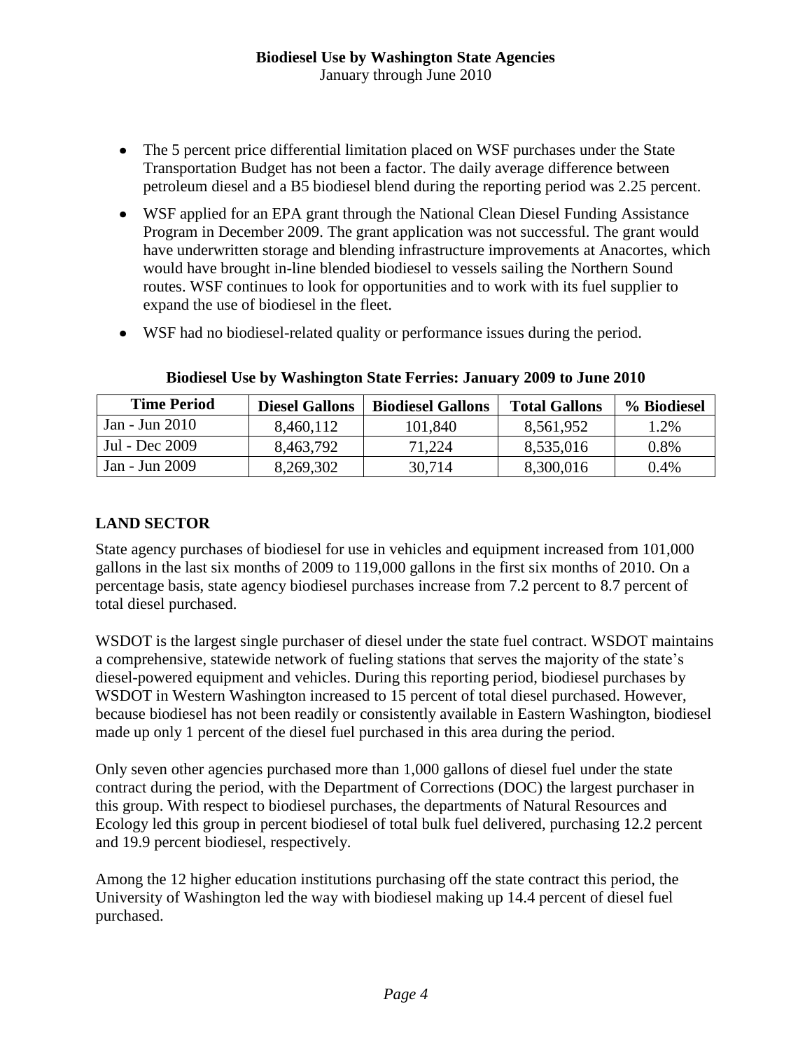- The 5 percent price differential limitation placed on WSF purchases under the State Transportation Budget has not been a factor. The daily average difference between petroleum diesel and a B5 biodiesel blend during the reporting period was 2.25 percent.
- WSF applied for an EPA grant through the National Clean Diesel Funding Assistance Program in December 2009. The grant application was not successful. The grant would have underwritten storage and blending infrastructure improvements at Anacortes, which would have brought in-line blended biodiesel to vessels sailing the Northern Sound routes. WSF continues to look for opportunities and to work with its fuel supplier to expand the use of biodiesel in the fleet.
- WSF had no biodiesel-related quality or performance issues during the period.

**Biodiesel Use by Washington State Ferries: January 2009 to June 2010**

| Time Period | Diesel Gallons | Biodiesel Gallons | Total Gallons | % Biodiesel |
|---|---|---|---|---|
| Jan - Jun 2010 | 8,460,112 | 101,840 | 8,561,952 | 1.2% |
| Jul - Dec 2009 | 8,463,792 | 71,224 | 8,535,016 | 0.8% |
| Jan - Jun 2009 | 8,269,302 | 30,714 | 8,300,016 | 0.4% |

## LAND SECTOR

State agency purchases of biodiesel for use in vehicles and equipment increased from 101,000 gallons in the last six months of 2009 to 119,000 gallons in the first six months of 2010. On a percentage basis, state agency biodiesel purchases increase from 7.2 percent to 8.7 percent of total diesel purchased.

WSDOT is the largest single purchaser of diesel under the state fuel contract. WSDOT maintains a comprehensive, statewide network of fueling stations that serves the majority of the state's diesel-powered equipment and vehicles. During this reporting period, biodiesel purchases by WSDOT in Western Washington increased to 15 percent of total diesel purchased. However, because biodiesel has not been readily or consistently available in Eastern Washington, biodiesel made up only 1 percent of the diesel fuel purchased in this area during the period.

Only seven other agencies purchased more than 1,000 gallons of diesel fuel under the state contract during the period, with the Department of Corrections (DOC) the largest purchaser in this group. With respect to biodiesel purchases, the departments of Natural Resources and Ecology led this group in percent biodiesel of total bulk fuel delivered, purchasing 12.2 percent and 19.9 percent biodiesel, respectively.

Among the 12 higher education institutions purchasing off the state contract this period, the University of Washington led the way with biodiesel making up 14.4 percent of diesel fuel purchased.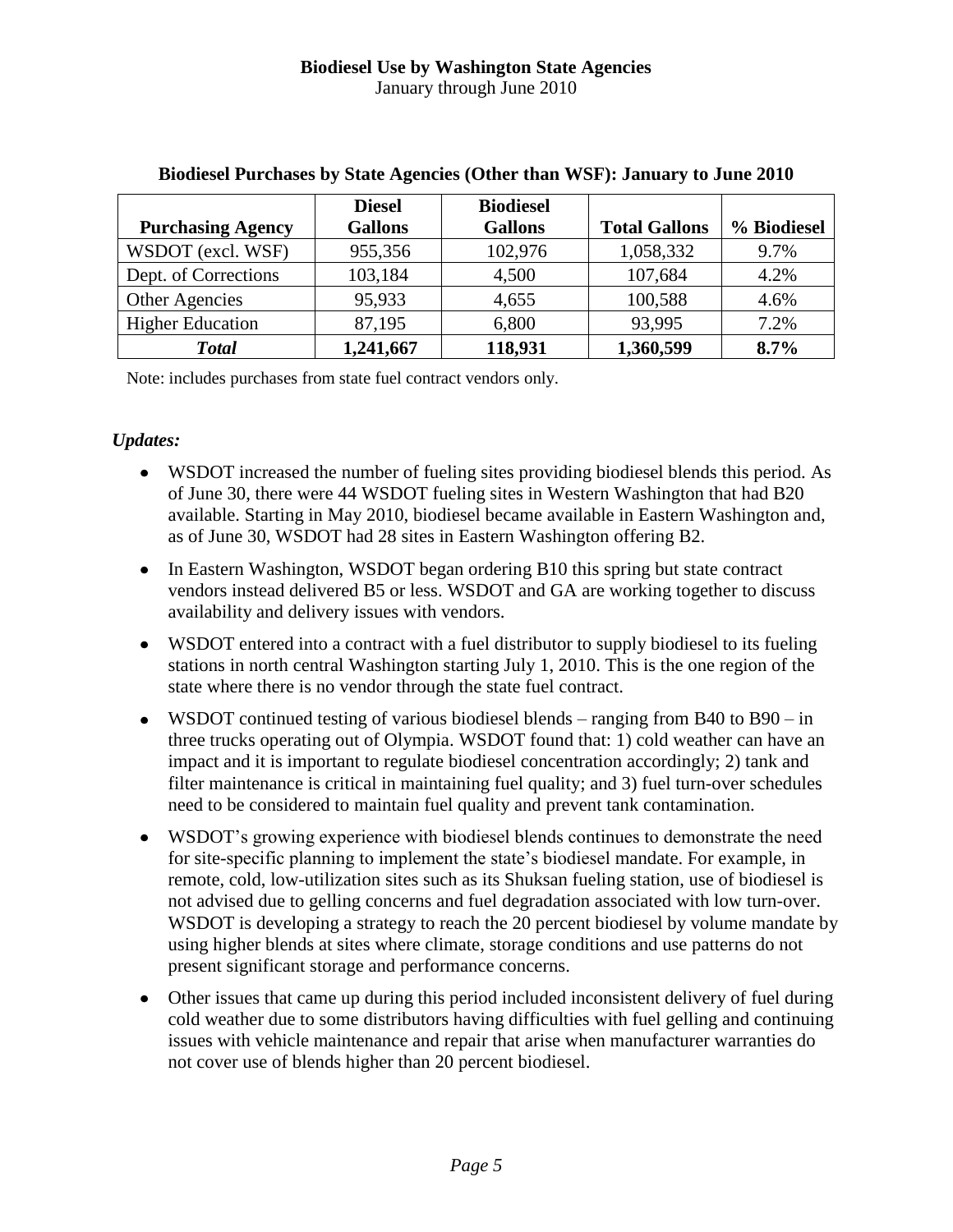# Biodiesel Use by Washington State Agencies

January through June 2010

**Biodiesel Purchases by State Agencies (Other than WSF): January to June 2010**

| Purchasing Agency | Diesel Gallons | Biodiesel Gallons | Total Gallons | % Biodiesel |
|---|---|---|---|---|
| WSDOT (excl. WSF) | 955,356 | 102,976 | 1,058,332 | 9.7% |
| Dept. of Corrections | 103,184 | 4,500 | 107,684 | 4.2% |
| Other Agencies | 95,933 | 4,655 | 100,588 | 4.6% |
| Higher Education | 87,195 | 6,800 | 93,995 | 7.2% |
| ***Total*** | **1,241,667** | **118,931** | **1,360,599** | **8.7%** |

Note: includes purchases from state fuel contract vendors only.

***Updates:***

- WSDOT increased the number of fueling sites providing biodiesel blends this period. As of June 30, there were 44 WSDOT fueling sites in Western Washington that had B20 available. Starting in May 2010, biodiesel became available in Eastern Washington and, as of June 30, WSDOT had 28 sites in Eastern Washington offering B2.
- In Eastern Washington, WSDOT began ordering B10 this spring but state contract vendors instead delivered B5 or less. WSDOT and GA are working together to discuss availability and delivery issues with vendors.
- WSDOT entered into a contract with a fuel distributor to supply biodiesel to its fueling stations in north central Washington starting July 1, 2010. This is the one region of the state where there is no vendor through the state fuel contract.
- WSDOT continued testing of various biodiesel blends – ranging from B40 to B90 – in three trucks operating out of Olympia. WSDOT found that: 1) cold weather can have an impact and it is important to regulate biodiesel concentration accordingly; 2) tank and filter maintenance is critical in maintaining fuel quality; and 3) fuel turn-over schedules need to be considered to maintain fuel quality and prevent tank contamination.
- WSDOT's growing experience with biodiesel blends continues to demonstrate the need for site-specific planning to implement the state's biodiesel mandate. For example, in remote, cold, low-utilization sites such as its Shuksan fueling station, use of biodiesel is not advised due to gelling concerns and fuel degradation associated with low turn-over. WSDOT is developing a strategy to reach the 20 percent biodiesel by volume mandate by using higher blends at sites where climate, storage conditions and use patterns do not present significant storage and performance concerns.
- Other issues that came up during this period included inconsistent delivery of fuel during cold weather due to some distributors having difficulties with fuel gelling and continuing issues with vehicle maintenance and repair that arise when manufacturer warranties do not cover use of blends higher than 20 percent biodiesel.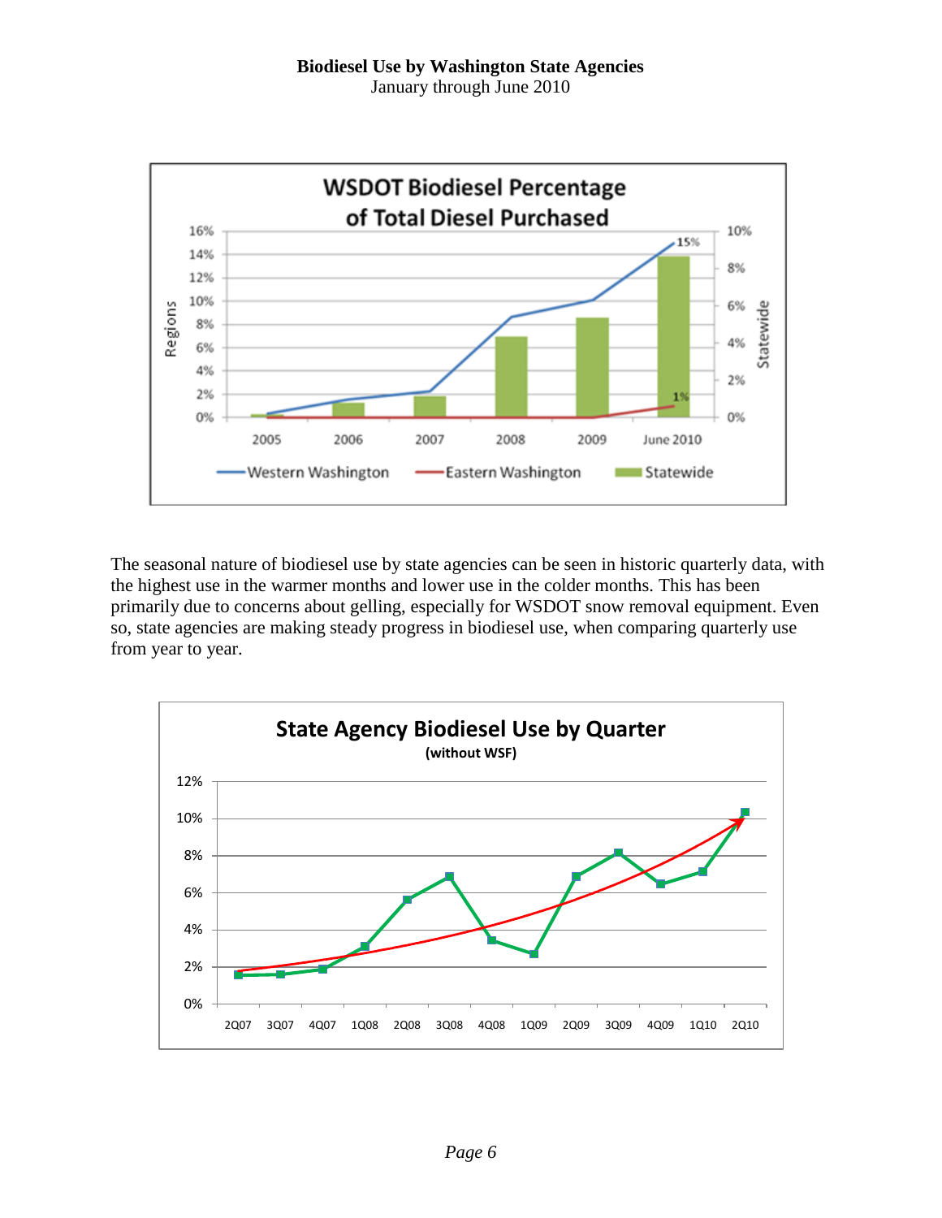**Biodiesel Use by Washington State Agencies**
January through June 2010

The seasonal nature of biodiesel use by state agencies can be seen in historic quarterly data, with the highest use in the warmer months and lower use in the colder months. This has been primarily due to concerns about gelling, especially for WSDOT snow removal equipment. Even so, state agencies are making steady progress in biodiesel use, when comparing quarterly use from year to year.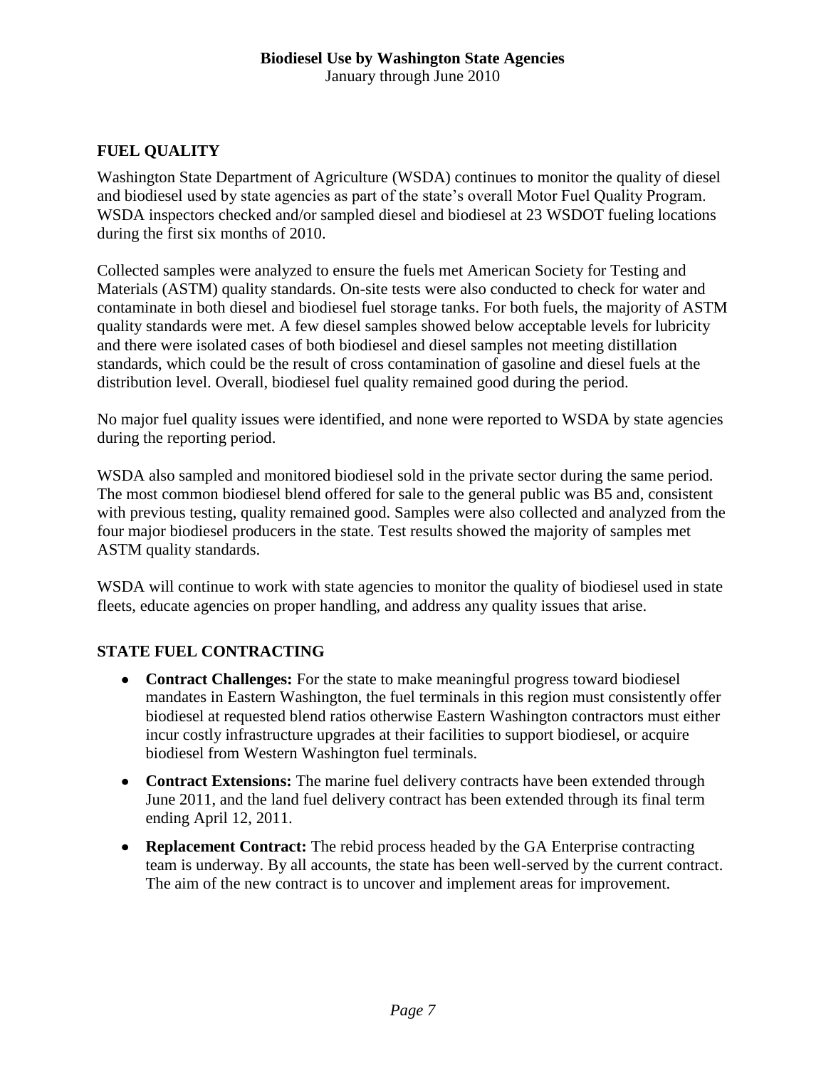## FUEL QUALITY

Washington State Department of Agriculture (WSDA) continues to monitor the quality of diesel and biodiesel used by state agencies as part of the state's overall Motor Fuel Quality Program. WSDA inspectors checked and/or sampled diesel and biodiesel at 23 WSDOT fueling locations during the first six months of 2010.

Collected samples were analyzed to ensure the fuels met American Society for Testing and Materials (ASTM) quality standards. On-site tests were also conducted to check for water and contaminate in both diesel and biodiesel fuel storage tanks. For both fuels, the majority of ASTM quality standards were met. A few diesel samples showed below acceptable levels for lubricity and there were isolated cases of both biodiesel and diesel samples not meeting distillation standards, which could be the result of cross contamination of gasoline and diesel fuels at the distribution level. Overall, biodiesel fuel quality remained good during the period.

No major fuel quality issues were identified, and none were reported to WSDA by state agencies during the reporting period.

WSDA also sampled and monitored biodiesel sold in the private sector during the same period. The most common biodiesel blend offered for sale to the general public was B5 and, consistent with previous testing, quality remained good. Samples were also collected and analyzed from the four major biodiesel producers in the state. Test results showed the majority of samples met ASTM quality standards.

WSDA will continue to work with state agencies to monitor the quality of biodiesel used in state fleets, educate agencies on proper handling, and address any quality issues that arise.

## STATE FUEL CONTRACTING

- **Contract Challenges:** For the state to make meaningful progress toward biodiesel mandates in Eastern Washington, the fuel terminals in this region must consistently offer biodiesel at requested blend ratios otherwise Eastern Washington contractors must either incur costly infrastructure upgrades at their facilities to support biodiesel, or acquire biodiesel from Western Washington fuel terminals.
- **Contract Extensions:** The marine fuel delivery contracts have been extended through June 2011, and the land fuel delivery contract has been extended through its final term ending April 12, 2011.
- **Replacement Contract:** The rebid process headed by the GA Enterprise contracting team is underway. By all accounts, the state has been well-served by the current contract. The aim of the new contract is to uncover and implement areas for improvement.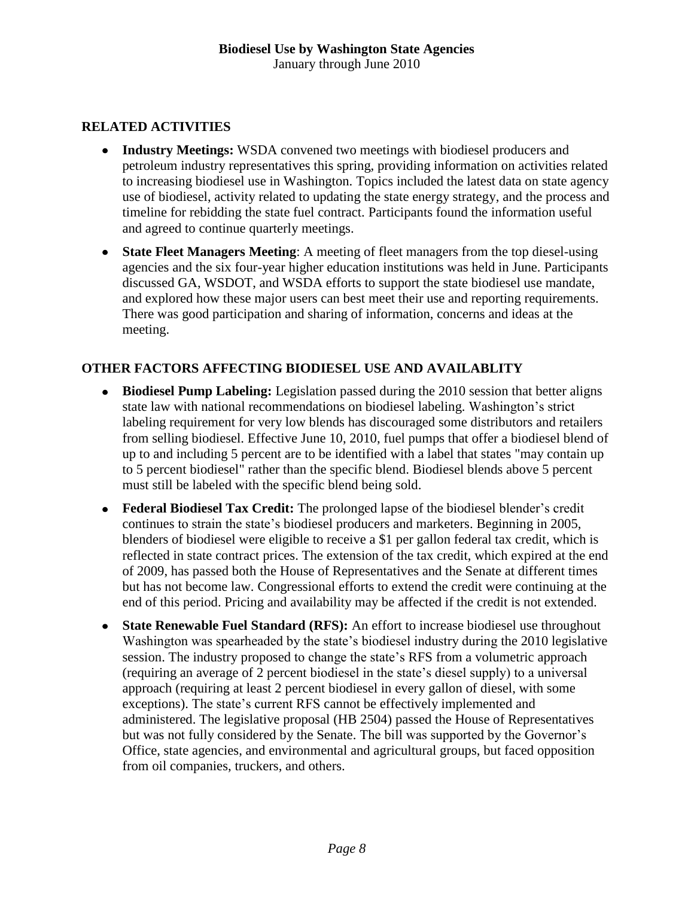## RELATED ACTIVITIES

- **Industry Meetings:** WSDA convened two meetings with biodiesel producers and petroleum industry representatives this spring, providing information on activities related to increasing biodiesel use in Washington. Topics included the latest data on state agency use of biodiesel, activity related to updating the state energy strategy, and the process and timeline for rebidding the state fuel contract. Participants found the information useful and agreed to continue quarterly meetings.
- **State Fleet Managers Meeting**: A meeting of fleet managers from the top diesel-using agencies and the six four-year higher education institutions was held in June. Participants discussed GA, WSDOT, and WSDA efforts to support the state biodiesel use mandate, and explored how these major users can best meet their use and reporting requirements. There was good participation and sharing of information, concerns and ideas at the meeting.

## OTHER FACTORS AFFECTING BIODIESEL USE AND AVAILABLITY

- **Biodiesel Pump Labeling:** Legislation passed during the 2010 session that better aligns state law with national recommendations on biodiesel labeling. Washington's strict labeling requirement for very low blends has discouraged some distributors and retailers from selling biodiesel. Effective June 10, 2010, fuel pumps that offer a biodiesel blend of up to and including 5 percent are to be identified with a label that states "may contain up to 5 percent biodiesel" rather than the specific blend. Biodiesel blends above 5 percent must still be labeled with the specific blend being sold.
- **Federal Biodiesel Tax Credit:** The prolonged lapse of the biodiesel blender's credit continues to strain the state's biodiesel producers and marketers. Beginning in 2005, blenders of biodiesel were eligible to receive a $1 per gallon federal tax credit, which is reflected in state contract prices. The extension of the tax credit, which expired at the end of 2009, has passed both the House of Representatives and the Senate at different times but has not become law. Congressional efforts to extend the credit were continuing at the end of this period. Pricing and availability may be affected if the credit is not extended.
- **State Renewable Fuel Standard (RFS):** An effort to increase biodiesel use throughout Washington was spearheaded by the state's biodiesel industry during the 2010 legislative session. The industry proposed to change the state's RFS from a volumetric approach (requiring an average of 2 percent biodiesel in the state's diesel supply) to a universal approach (requiring at least 2 percent biodiesel in every gallon of diesel, with some exceptions). The state's current RFS cannot be effectively implemented and administered. The legislative proposal (HB 2504) passed the House of Representatives but was not fully considered by the Senate. The bill was supported by the Governor's Office, state agencies, and environmental and agricultural groups, but faced opposition from oil companies, truckers, and others.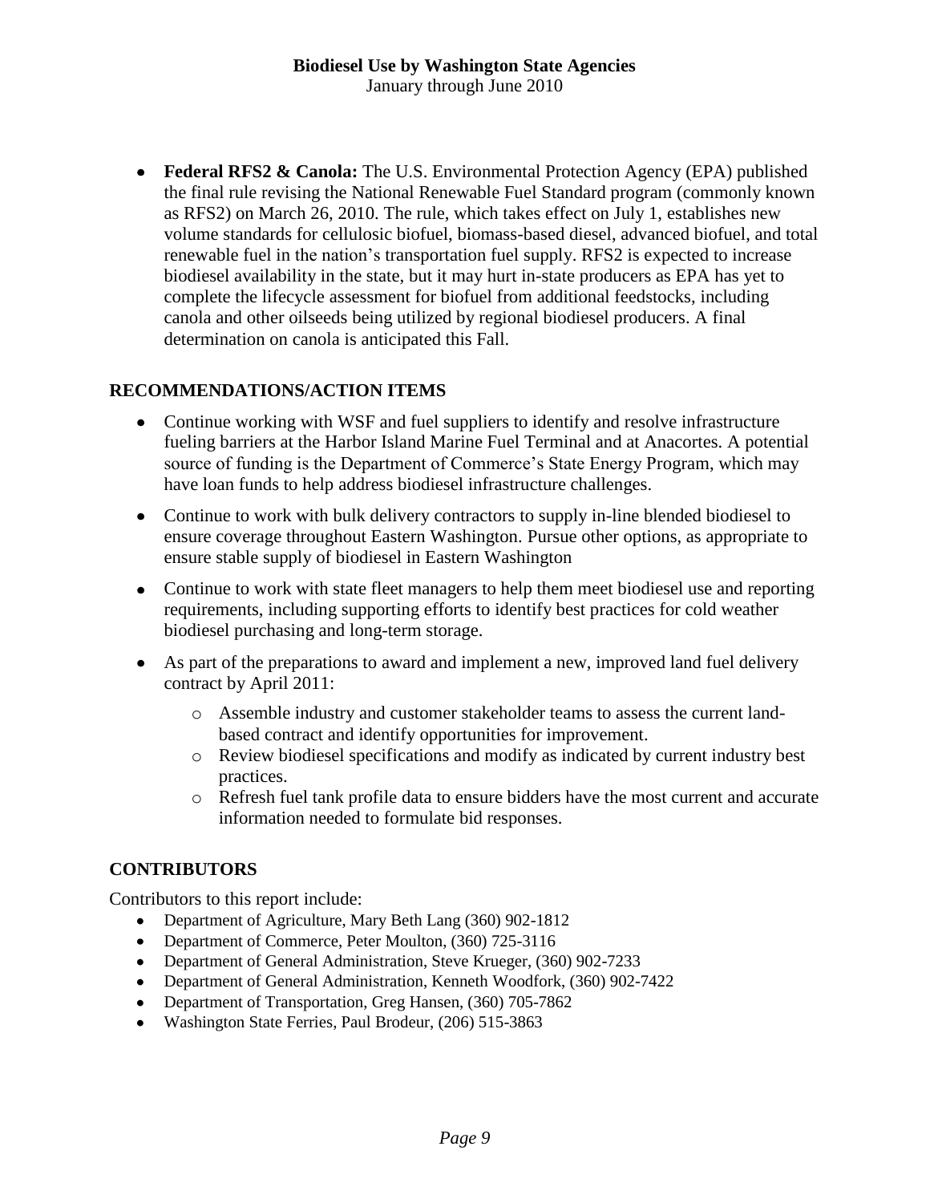- **Federal RFS2 & Canola:** The U.S. Environmental Protection Agency (EPA) published the final rule revising the National Renewable Fuel Standard program (commonly known as RFS2) on March 26, 2010. The rule, which takes effect on July 1, establishes new volume standards for cellulosic biofuel, biomass-based diesel, advanced biofuel, and total renewable fuel in the nation's transportation fuel supply. RFS2 is expected to increase biodiesel availability in the state, but it may hurt in-state producers as EPA has yet to complete the lifecycle assessment for biofuel from additional feedstocks, including canola and other oilseeds being utilized by regional biodiesel producers. A final determination on canola is anticipated this Fall.

## RECOMMENDATIONS/ACTION ITEMS

- Continue working with WSF and fuel suppliers to identify and resolve infrastructure fueling barriers at the Harbor Island Marine Fuel Terminal and at Anacortes. A potential source of funding is the Department of Commerce's State Energy Program, which may have loan funds to help address biodiesel infrastructure challenges.
- Continue to work with bulk delivery contractors to supply in-line blended biodiesel to ensure coverage throughout Eastern Washington. Pursue other options, as appropriate to ensure stable supply of biodiesel in Eastern Washington
- Continue to work with state fleet managers to help them meet biodiesel use and reporting requirements, including supporting efforts to identify best practices for cold weather biodiesel purchasing and long-term storage.
- As part of the preparations to award and implement a new, improved land fuel delivery contract by April 2011:
    - Assemble industry and customer stakeholder teams to assess the current land-based contract and identify opportunities for improvement.
    - Review biodiesel specifications and modify as indicated by current industry best practices.
    - Refresh fuel tank profile data to ensure bidders have the most current and accurate information needed to formulate bid responses.

## CONTRIBUTORS

Contributors to this report include:

- Department of Agriculture, Mary Beth Lang (360) 902-1812
- Department of Commerce, Peter Moulton, (360) 725-3116
- Department of General Administration, Steve Krueger, (360) 902-7233
- Department of General Administration, Kenneth Woodfork, (360) 902-7422
- Department of Transportation, Greg Hansen, (360) 705-7862
- Washington State Ferries, Paul Brodeur, (206) 515-3863